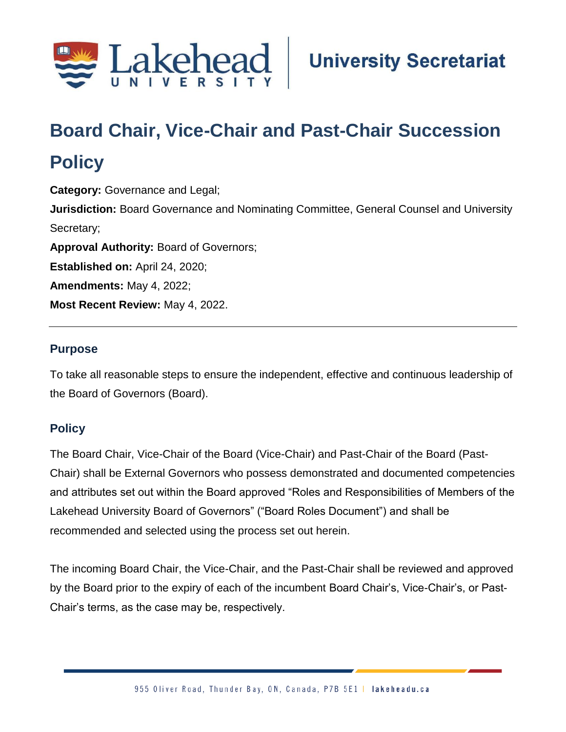# Board Chair, Vice-Chair and Past-Chair Succession Policy

**Category:** Governance and Legal;

**Jurisdiction:** Board Governance and Nominating Committee, General Counsel and University Secretary;

**Approval Authority:** Board of Governors;

**Established on:** April 24, 2020;

**Amendments:** May 4, 2022;

**Most Recent Review:** May 4, 2022.

---

## Purpose

To take all reasonable steps to ensure the independent, effective and continuous leadership of the Board of Governors (Board).

## Policy

The Board Chair, Vice-Chair of the Board (Vice-Chair) and Past-Chair of the Board (Past-Chair) shall be External Governors who possess demonstrated and documented competencies and attributes set out within the Board approved "Roles and Responsibilities of Members of the Lakehead University Board of Governors" ("Board Roles Document") and shall be recommended and selected using the process set out herein.

The incoming Board Chair, the Vice-Chair, and the Past-Chair shall be reviewed and approved by the Board prior to the expiry of each of the incumbent Board Chair's, Vice-Chair's, or Past-Chair's terms, as the case may be, respectively.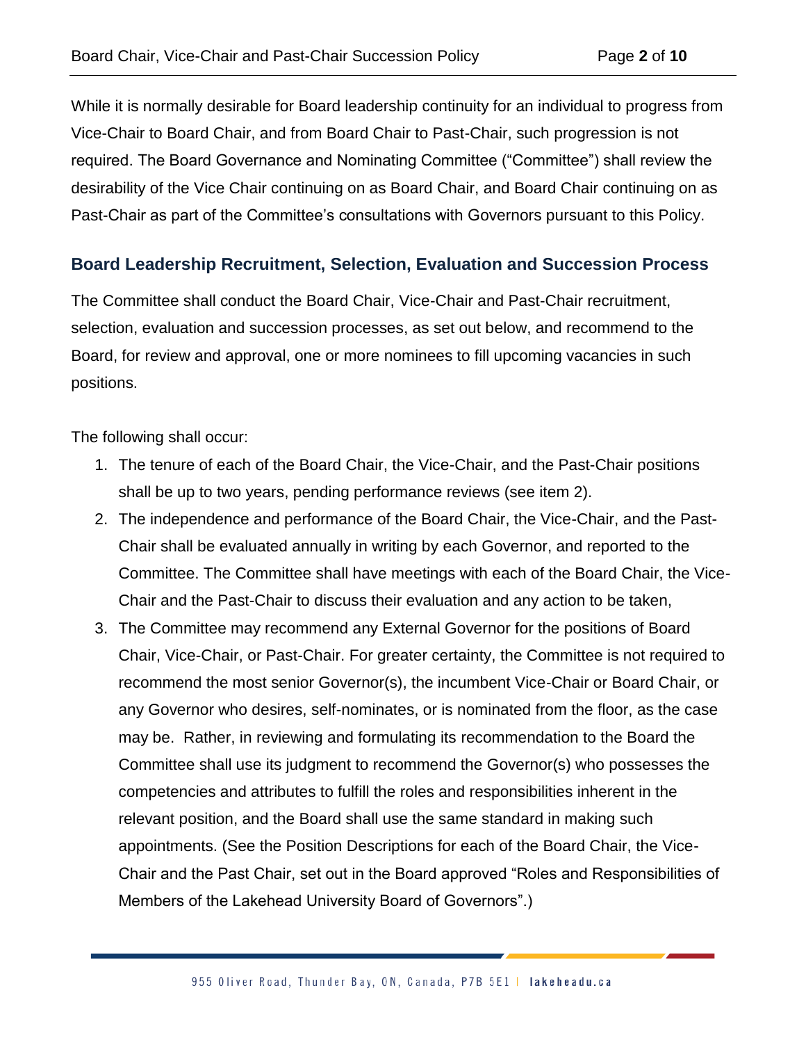While it is normally desirable for Board leadership continuity for an individual to progress from Vice-Chair to Board Chair, and from Board Chair to Past-Chair, such progression is not required. The Board Governance and Nominating Committee ("Committee") shall review the desirability of the Vice Chair continuing on as Board Chair, and Board Chair continuing on as Past-Chair as part of the Committee's consultations with Governors pursuant to this Policy.

## Board Leadership Recruitment, Selection, Evaluation and Succession Process

The Committee shall conduct the Board Chair, Vice-Chair and Past-Chair recruitment, selection, evaluation and succession processes, as set out below, and recommend to the Board, for review and approval, one or more nominees to fill upcoming vacancies in such positions.

The following shall occur:

1. The tenure of each of the Board Chair, the Vice-Chair, and the Past-Chair positions shall be up to two years, pending performance reviews (see item 2).
2. The independence and performance of the Board Chair, the Vice-Chair, and the Past-Chair shall be evaluated annually in writing by each Governor, and reported to the Committee. The Committee shall have meetings with each of the Board Chair, the Vice-Chair and the Past-Chair to discuss their evaluation and any action to be taken,
3. The Committee may recommend any External Governor for the positions of Board Chair, Vice-Chair, or Past-Chair. For greater certainty, the Committee is not required to recommend the most senior Governor(s), the incumbent Vice-Chair or Board Chair, or any Governor who desires, self-nominates, or is nominated from the floor, as the case may be. Rather, in reviewing and formulating its recommendation to the Board the Committee shall use its judgment to recommend the Governor(s) who possesses the competencies and attributes to fulfill the roles and responsibilities inherent in the relevant position, and the Board shall use the same standard in making such appointments. (See the Position Descriptions for each of the Board Chair, the Vice-Chair and the Past Chair, set out in the Board approved "Roles and Responsibilities of Members of the Lakehead University Board of Governors".)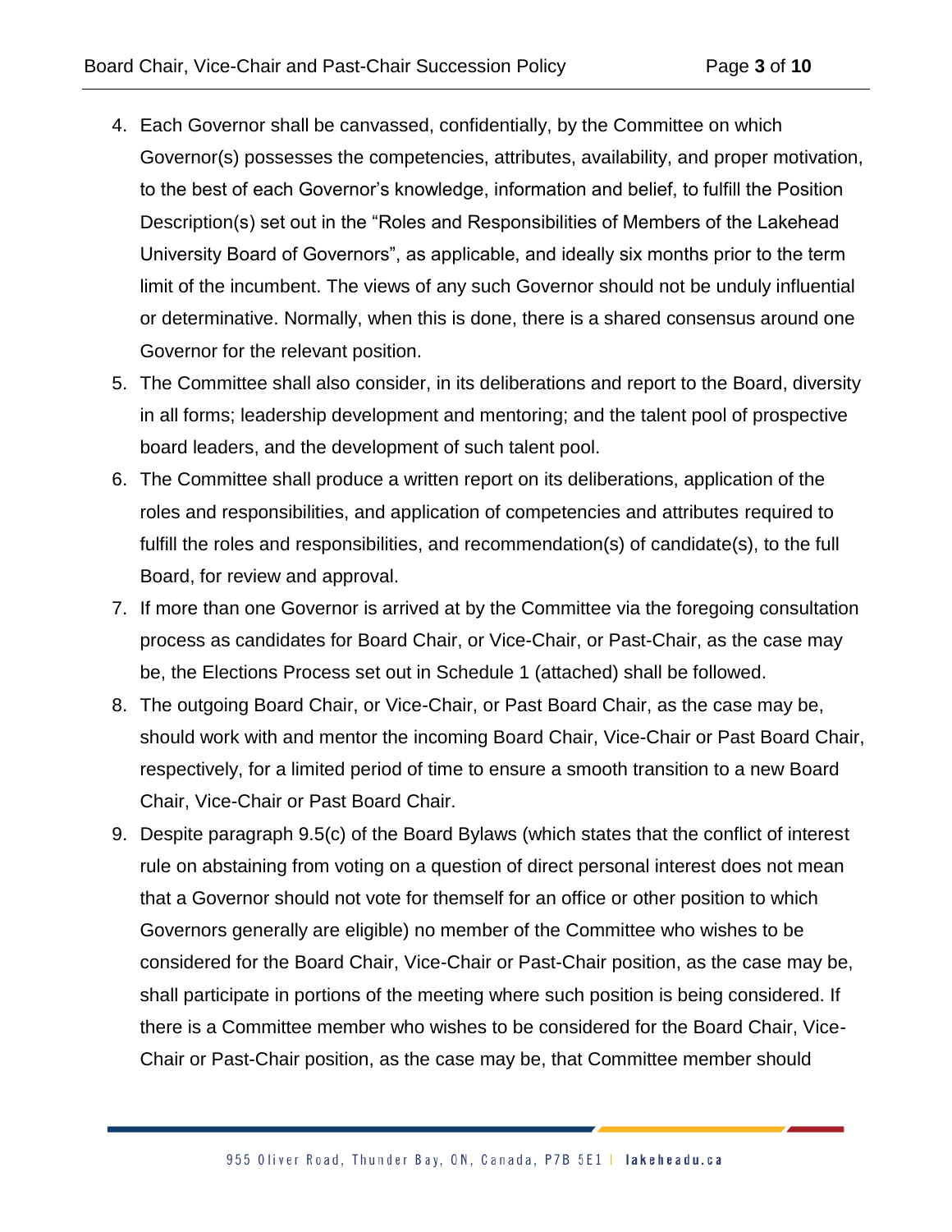4. Each Governor shall be canvassed, confidentially, by the Committee on which Governor(s) possesses the competencies, attributes, availability, and proper motivation, to the best of each Governor's knowledge, information and belief, to fulfill the Position Description(s) set out in the "Roles and Responsibilities of Members of the Lakehead University Board of Governors", as applicable, and ideally six months prior to the term limit of the incumbent. The views of any such Governor should not be unduly influential or determinative. Normally, when this is done, there is a shared consensus around one Governor for the relevant position.
5. The Committee shall also consider, in its deliberations and report to the Board, diversity in all forms; leadership development and mentoring; and the talent pool of prospective board leaders, and the development of such talent pool.
6. The Committee shall produce a written report on its deliberations, application of the roles and responsibilities, and application of competencies and attributes required to fulfill the roles and responsibilities, and recommendation(s) of candidate(s), to the full Board, for review and approval.
7. If more than one Governor is arrived at by the Committee via the foregoing consultation process as candidates for Board Chair, or Vice-Chair, or Past-Chair, as the case may be, the Elections Process set out in Schedule 1 (attached) shall be followed.
8. The outgoing Board Chair, or Vice-Chair, or Past Board Chair, as the case may be, should work with and mentor the incoming Board Chair, Vice-Chair or Past Board Chair, respectively, for a limited period of time to ensure a smooth transition to a new Board Chair, Vice-Chair or Past Board Chair.
9. Despite paragraph 9.5(c) of the Board Bylaws (which states that the conflict of interest rule on abstaining from voting on a question of direct personal interest does not mean that a Governor should not vote for themself for an office or other position to which Governors generally are eligible) no member of the Committee who wishes to be considered for the Board Chair, Vice-Chair or Past-Chair position, as the case may be, shall participate in portions of the meeting where such position is being considered. If there is a Committee member who wishes to be considered for the Board Chair, Vice-Chair or Past-Chair position, as the case may be, that Committee member should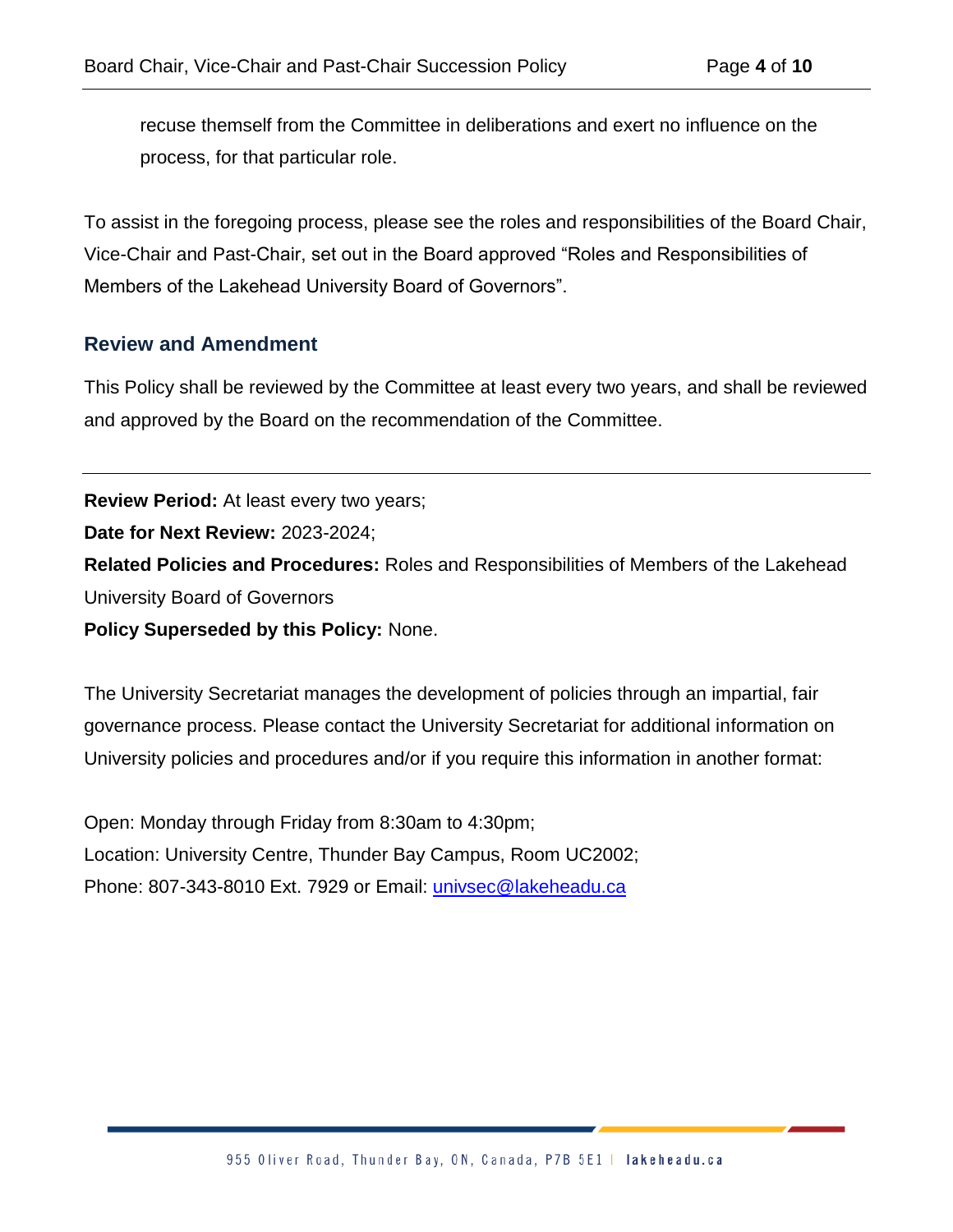recuse themself from the Committee in deliberations and exert no influence on the process, for that particular role.

To assist in the foregoing process, please see the roles and responsibilities of the Board Chair, Vice-Chair and Past-Chair, set out in the Board approved “Roles and Responsibilities of Members of the Lakehead University Board of Governors”.

## Review and Amendment

This Policy shall be reviewed by the Committee at least every two years, and shall be reviewed and approved by the Board on the recommendation of the Committee.

---

**Review Period:** At least every two years;
**Date for Next Review:** 2023-2024;
**Related Policies and Procedures:** Roles and Responsibilities of Members of the Lakehead University Board of Governors
**Policy Superseded by this Policy:** None.

The University Secretariat manages the development of policies through an impartial, fair governance process. Please contact the University Secretariat for additional information on University policies and procedures and/or if you require this information in another format:

Open: Monday through Friday from 8:30am to 4:30pm;
Location: University Centre, Thunder Bay Campus, Room UC2002;
Phone: 807-343-8010 Ext. 7929 or Email: univsec@lakeheadu.ca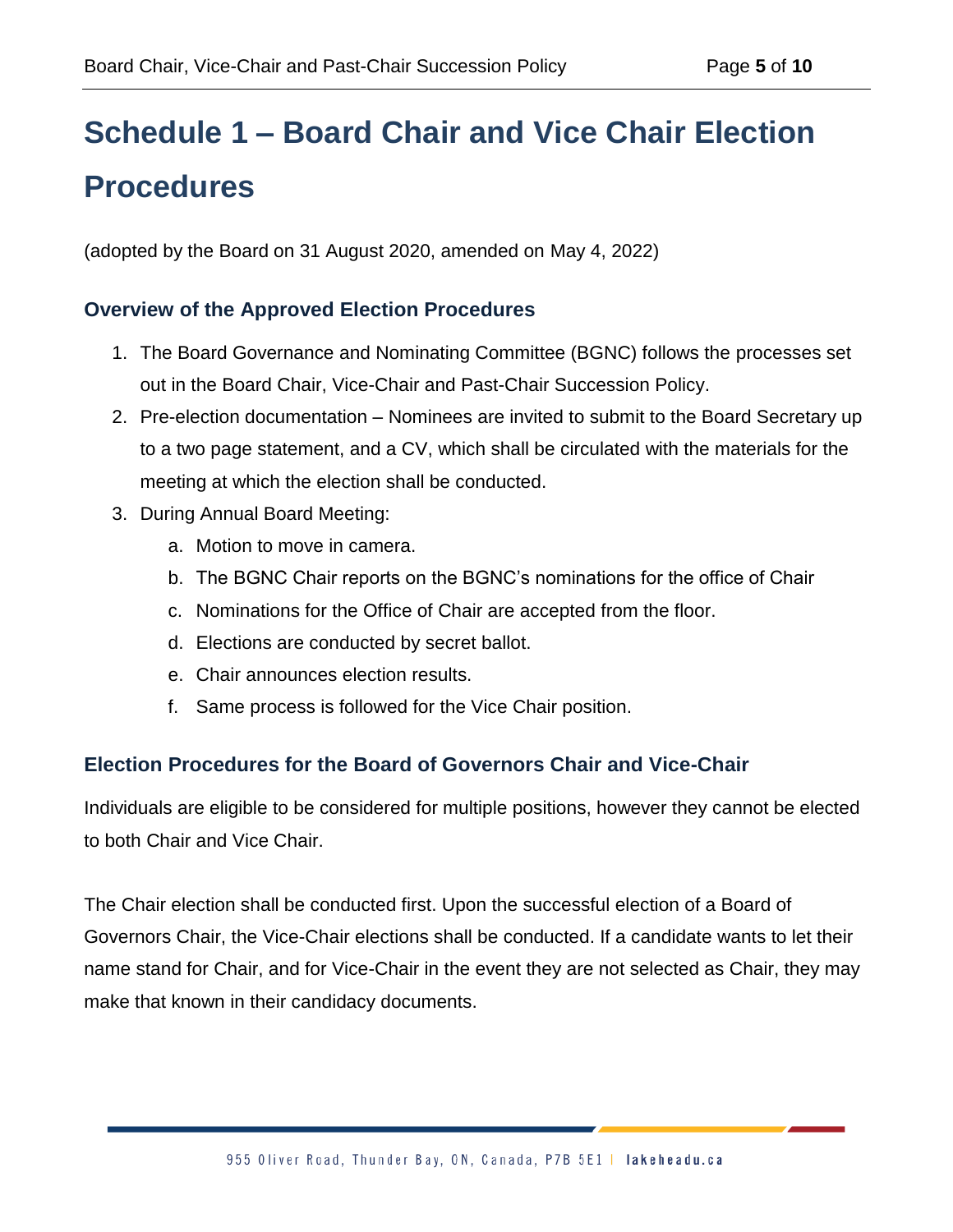# Schedule 1 – Board Chair and Vice Chair Election Procedures

(adopted by the Board on 31 August 2020, amended on May 4, 2022)

### Overview of the Approved Election Procedures

1. The Board Governance and Nominating Committee (BGNC) follows the processes set out in the Board Chair, Vice-Chair and Past-Chair Succession Policy.
2. Pre-election documentation – Nominees are invited to submit to the Board Secretary up to a two page statement, and a CV, which shall be circulated with the materials for the meeting at which the election shall be conducted.
3. During Annual Board Meeting:
   a. Motion to move in camera.
   b. The BGNC Chair reports on the BGNC's nominations for the office of Chair
   c. Nominations for the Office of Chair are accepted from the floor.
   d. Elections are conducted by secret ballot.
   e. Chair announces election results.
   f. Same process is followed for the Vice Chair position.

### Election Procedures for the Board of Governors Chair and Vice-Chair

Individuals are eligible to be considered for multiple positions, however they cannot be elected to both Chair and Vice Chair.

The Chair election shall be conducted first. Upon the successful election of a Board of Governors Chair, the Vice-Chair elections shall be conducted. If a candidate wants to let their name stand for Chair, and for Vice-Chair in the event they are not selected as Chair, they may make that known in their candidacy documents.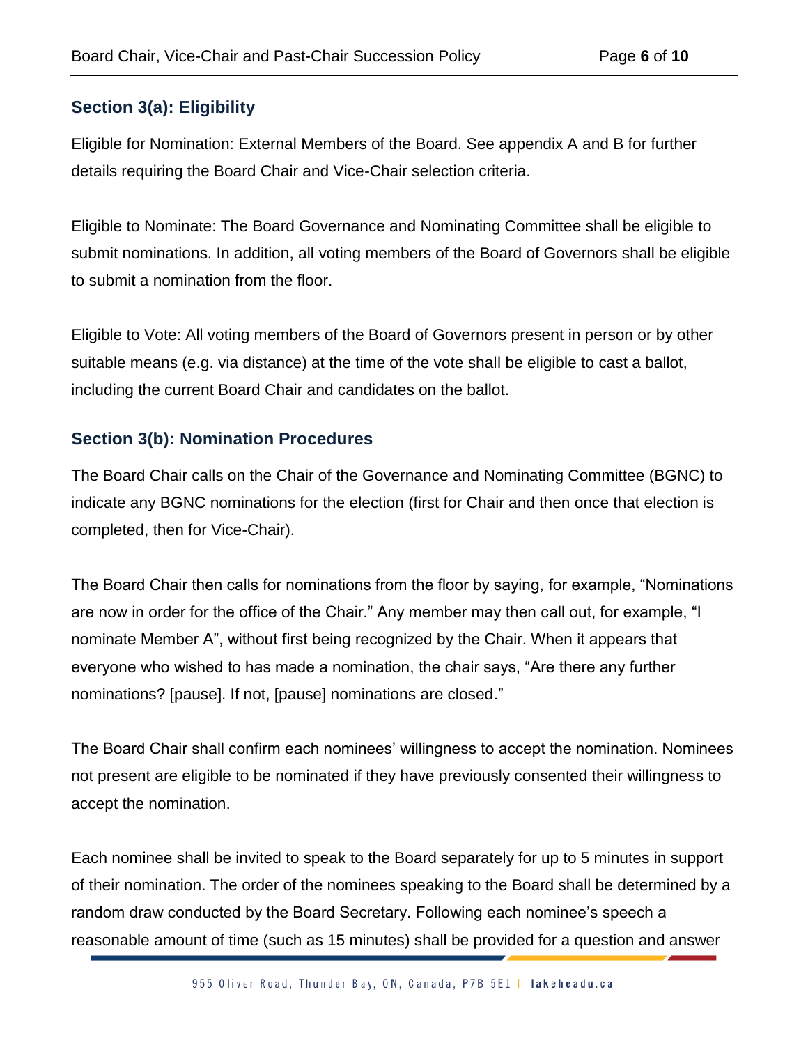### Section 3(a): Eligibility

Eligible for Nomination: External Members of the Board. See appendix A and B for further details requiring the Board Chair and Vice-Chair selection criteria.

Eligible to Nominate: The Board Governance and Nominating Committee shall be eligible to submit nominations. In addition, all voting members of the Board of Governors shall be eligible to submit a nomination from the floor.

Eligible to Vote: All voting members of the Board of Governors present in person or by other suitable means (e.g. via distance) at the time of the vote shall be eligible to cast a ballot, including the current Board Chair and candidates on the ballot.

### Section 3(b): Nomination Procedures

The Board Chair calls on the Chair of the Governance and Nominating Committee (BGNC) to indicate any BGNC nominations for the election (first for Chair and then once that election is completed, then for Vice-Chair).

The Board Chair then calls for nominations from the floor by saying, for example, "Nominations are now in order for the office of the Chair." Any member may then call out, for example, "I nominate Member A", without first being recognized by the Chair. When it appears that everyone who wished to has made a nomination, the chair says, "Are there any further nominations? [pause]. If not, [pause] nominations are closed."

The Board Chair shall confirm each nominees' willingness to accept the nomination. Nominees not present are eligible to be nominated if they have previously consented their willingness to accept the nomination.

Each nominee shall be invited to speak to the Board separately for up to 5 minutes in support of their nomination. The order of the nominees speaking to the Board shall be determined by a random draw conducted by the Board Secretary. Following each nominee's speech a reasonable amount of time (such as 15 minutes) shall be provided for a question and answer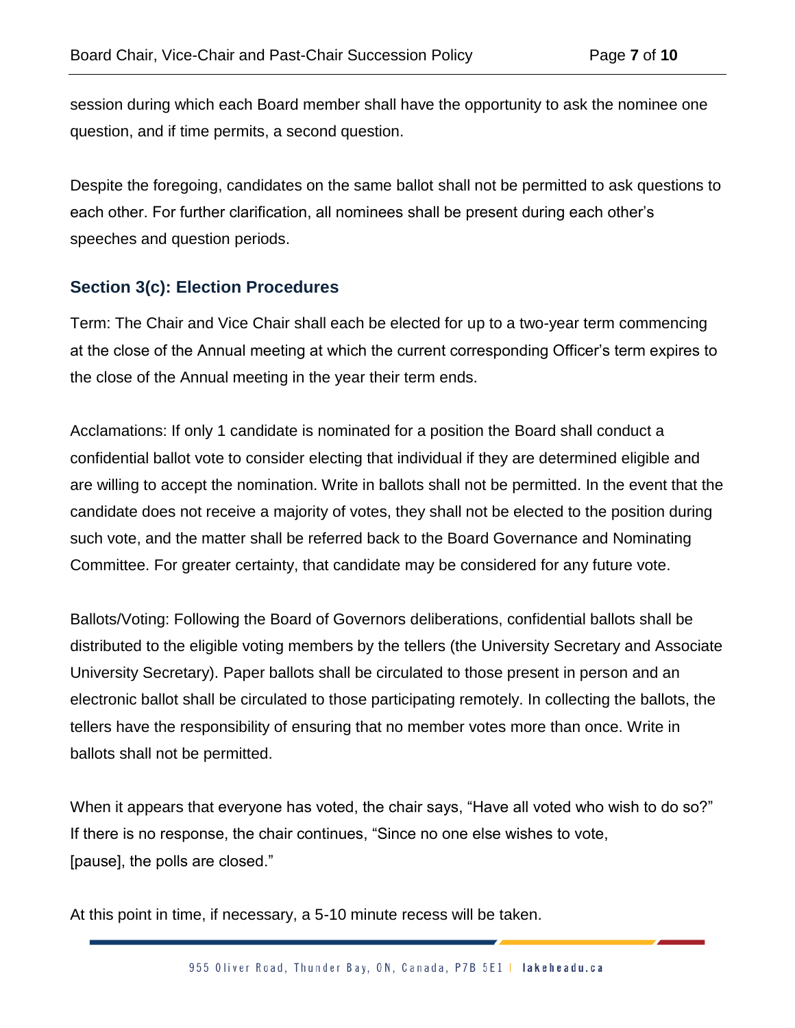session during which each Board member shall have the opportunity to ask the nominee one question, and if time permits, a second question.

Despite the foregoing, candidates on the same ballot shall not be permitted to ask questions to each other. For further clarification, all nominees shall be present during each other's speeches and question periods.

### Section 3(c): Election Procedures

Term: The Chair and Vice Chair shall each be elected for up to a two-year term commencing at the close of the Annual meeting at which the current corresponding Officer's term expires to the close of the Annual meeting in the year their term ends.

Acclamations: If only 1 candidate is nominated for a position the Board shall conduct a confidential ballot vote to consider electing that individual if they are determined eligible and are willing to accept the nomination. Write in ballots shall not be permitted. In the event that the candidate does not receive a majority of votes, they shall not be elected to the position during such vote, and the matter shall be referred back to the Board Governance and Nominating Committee. For greater certainty, that candidate may be considered for any future vote.

Ballots/Voting: Following the Board of Governors deliberations, confidential ballots shall be distributed to the eligible voting members by the tellers (the University Secretary and Associate University Secretary). Paper ballots shall be circulated to those present in person and an electronic ballot shall be circulated to those participating remotely. In collecting the ballots, the tellers have the responsibility of ensuring that no member votes more than once. Write in ballots shall not be permitted.

When it appears that everyone has voted, the chair says, "Have all voted who wish to do so?" If there is no response, the chair continues, "Since no one else wishes to vote, [pause], the polls are closed."

At this point in time, if necessary, a 5-10 minute recess will be taken.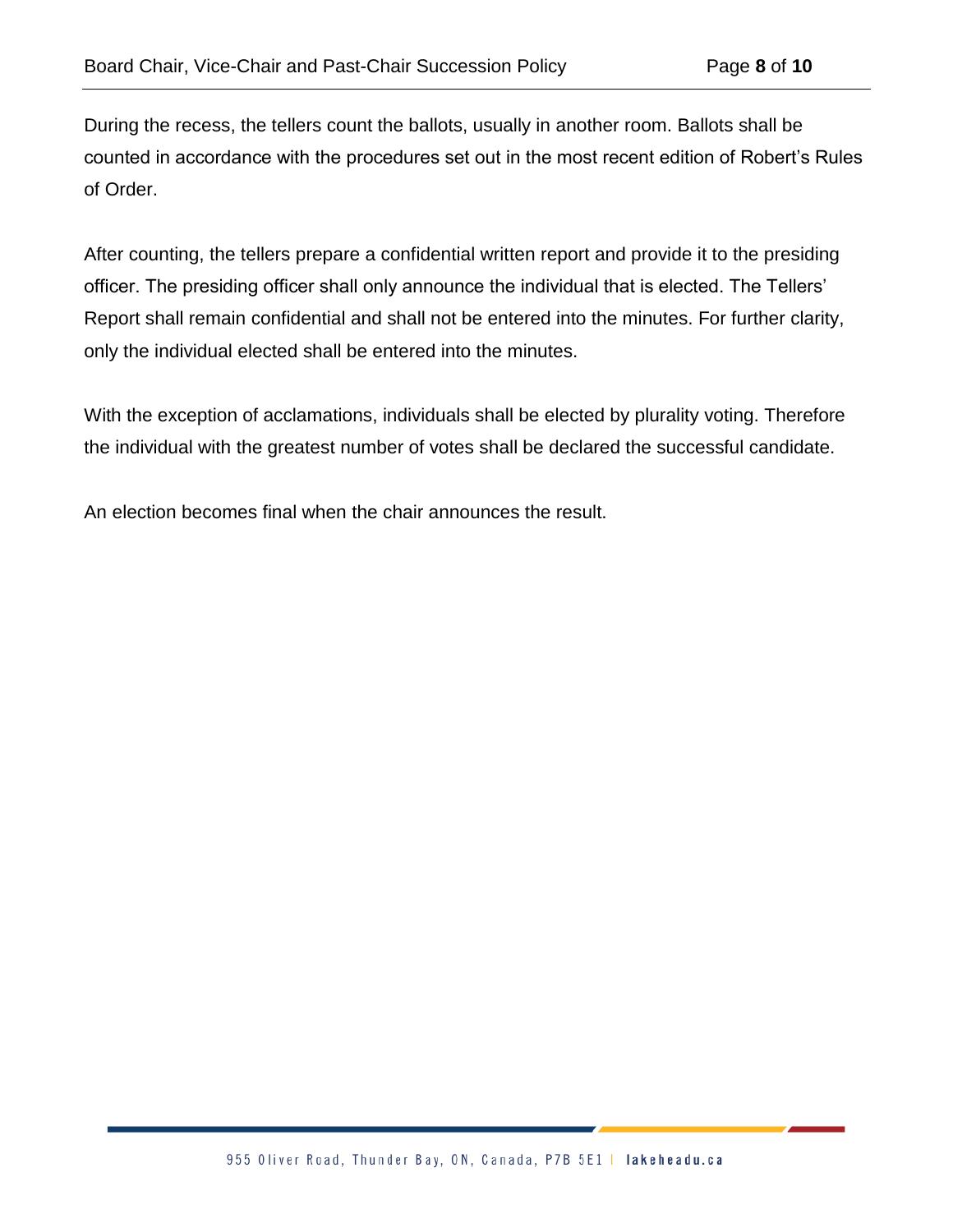During the recess, the tellers count the ballots, usually in another room. Ballots shall be counted in accordance with the procedures set out in the most recent edition of Robert's Rules of Order.

After counting, the tellers prepare a confidential written report and provide it to the presiding officer. The presiding officer shall only announce the individual that is elected. The Tellers' Report shall remain confidential and shall not be entered into the minutes. For further clarity, only the individual elected shall be entered into the minutes.

With the exception of acclamations, individuals shall be elected by plurality voting. Therefore the individual with the greatest number of votes shall be declared the successful candidate.

An election becomes final when the chair announces the result.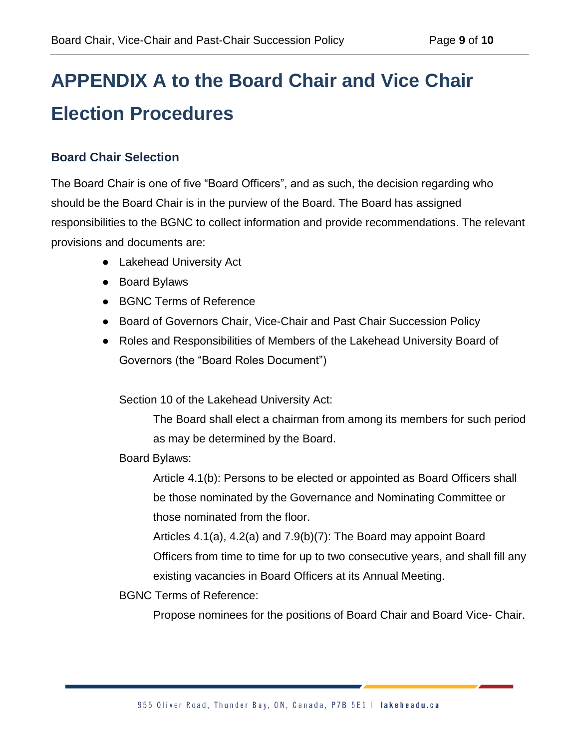# APPENDIX A to the Board Chair and Vice Chair Election Procedures

### Board Chair Selection

The Board Chair is one of five "Board Officers", and as such, the decision regarding who should be the Board Chair is in the purview of the Board. The Board has assigned responsibilities to the BGNC to collect information and provide recommendations. The relevant provisions and documents are:

- Lakehead University Act
- Board Bylaws
- BGNC Terms of Reference
- Board of Governors Chair, Vice-Chair and Past Chair Succession Policy
- Roles and Responsibilities of Members of the Lakehead University Board of Governors (the "Board Roles Document")

Section 10 of the Lakehead University Act:

> The Board shall elect a chairman from among its members for such period as may be determined by the Board.

Board Bylaws:

> Article 4.1(b): Persons to be elected or appointed as Board Officers shall be those nominated by the Governance and Nominating Committee or those nominated from the floor.
>
> Articles 4.1(a), 4.2(a) and 7.9(b)(7): The Board may appoint Board Officers from time to time for up to two consecutive years, and shall fill any existing vacancies in Board Officers at its Annual Meeting.

BGNC Terms of Reference:

> Propose nominees for the positions of Board Chair and Board Vice- Chair.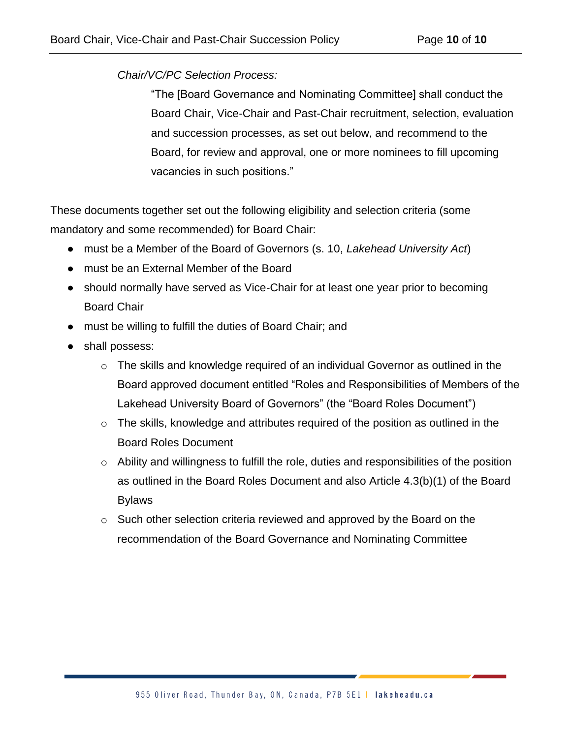*Chair/VC/PC Selection Process:*

> "The [Board Governance and Nominating Committee] shall conduct the Board Chair, Vice-Chair and Past-Chair recruitment, selection, evaluation and succession processes, as set out below, and recommend to the Board, for review and approval, one or more nominees to fill upcoming vacancies in such positions."

These documents together set out the following eligibility and selection criteria (some mandatory and some recommended) for Board Chair:

- must be a Member of the Board of Governors (s. 10, *Lakehead University Act*)
- must be an External Member of the Board
- should normally have served as Vice-Chair for at least one year prior to becoming Board Chair
- must be willing to fulfill the duties of Board Chair; and
- shall possess:
  - The skills and knowledge required of an individual Governor as outlined in the Board approved document entitled "Roles and Responsibilities of Members of the Lakehead University Board of Governors" (the "Board Roles Document")
  - The skills, knowledge and attributes required of the position as outlined in the Board Roles Document
  - Ability and willingness to fulfill the role, duties and responsibilities of the position as outlined in the Board Roles Document and also Article 4.3(b)(1) of the Board Bylaws
  - Such other selection criteria reviewed and approved by the Board on the recommendation of the Board Governance and Nominating Committee